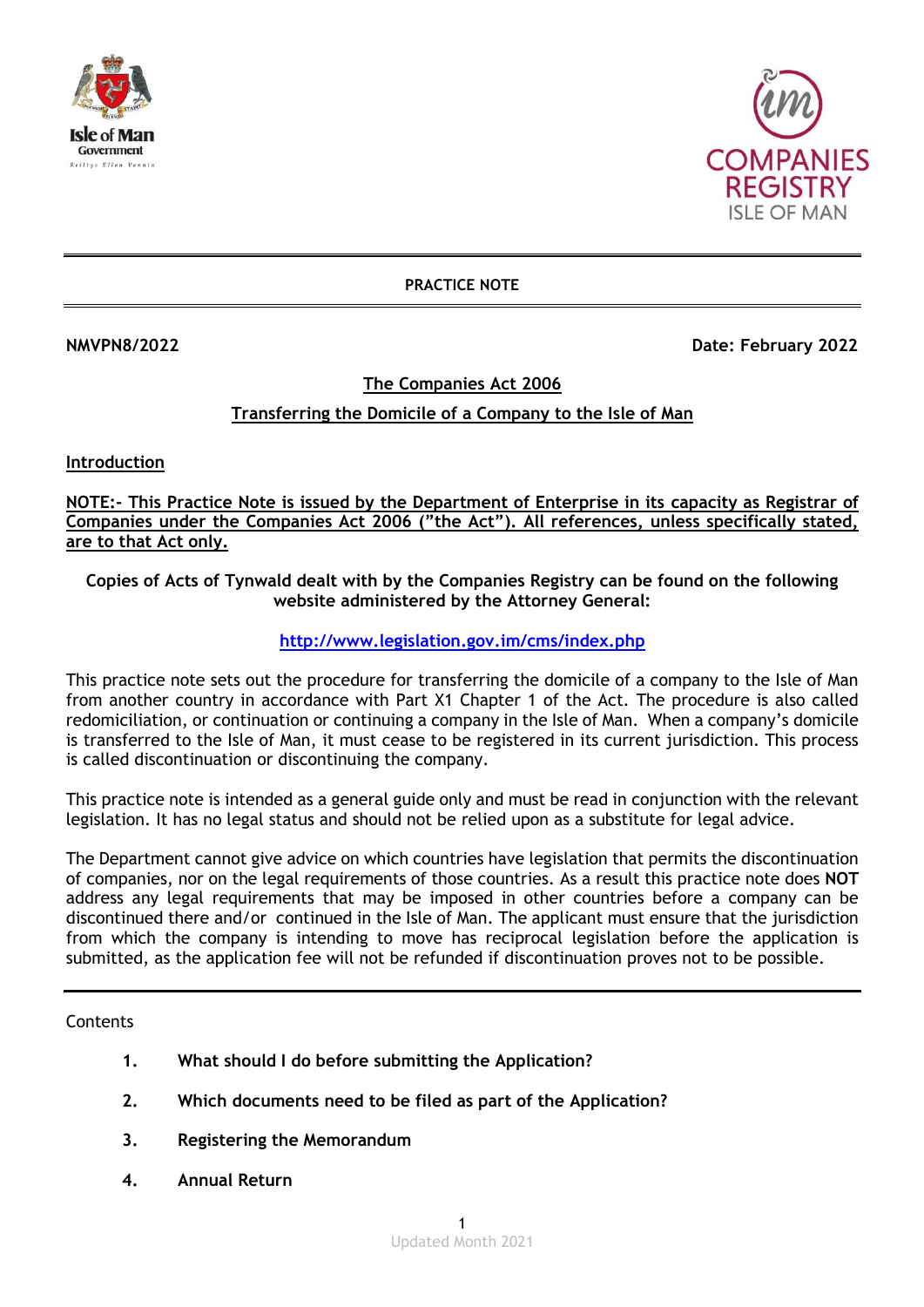**PRACTICE NOTE**

**NMVPN8/2022** **Date: February 2022**

## The Companies Act 2006

## Transferring the Domicile of a Company to the Isle of Man

### Introduction

**NOTE:- This Practice Note is issued by the Department of Enterprise in its capacity as Registrar of Companies under the Companies Act 2006 ("the Act"). All references, unless specifically stated, are to that Act only.**

**Copies of Acts of Tynwald dealt with by the Companies Registry can be found on the following website administered by the Attorney General:**

**http://www.legislation.gov.im/cms/index.php**

This practice note sets out the procedure for transferring the domicile of a company to the Isle of Man from another country in accordance with Part X1 Chapter 1 of the Act. The procedure is also called redomiciliation, or continuation or continuing a company in the Isle of Man. When a company's domicile is transferred to the Isle of Man, it must cease to be registered in its current jurisdiction. This process is called discontinuation or discontinuing the company.

This practice note is intended as a general guide only and must be read in conjunction with the relevant legislation. It has no legal status and should not be relied upon as a substitute for legal advice.

The Department cannot give advice on which countries have legislation that permits the discontinuation of companies, nor on the legal requirements of those countries. As a result this practice note does **NOT** address any legal requirements that may be imposed in other countries before a company can be discontinued there and/or continued in the Isle of Man. The applicant must ensure that the jurisdiction from which the company is intending to move has reciprocal legislation before the application is submitted, as the application fee will not be refunded if discontinuation proves not to be possible.

---

Contents

1. **What should I do before submitting the Application?**
2. **Which documents need to be filed as part of the Application?**
3. **Registering the Memorandum**
4. **Annual Return**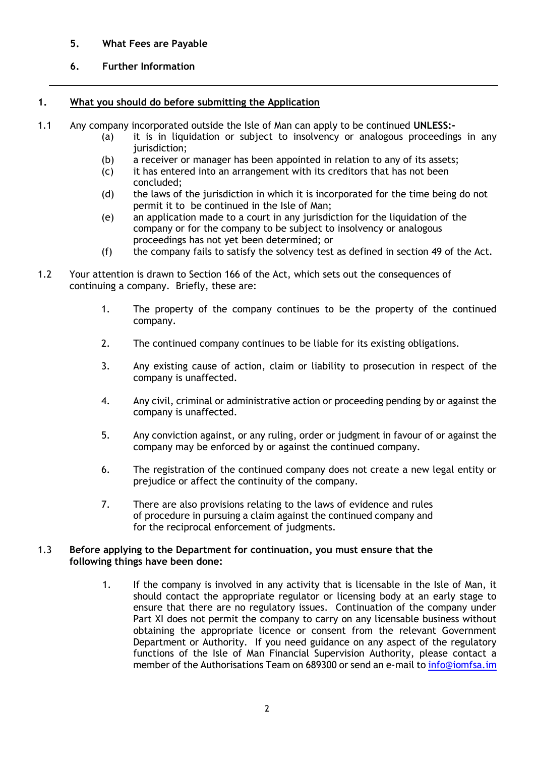**5. What Fees are Payable**

**6. Further Information**

---

## 1. What you should do before submitting the Application

1.1 Any company incorporated outside the Isle of Man can apply to be continued **UNLESS:-**

- (a) it is in liquidation or subject to insolvency or analogous proceedings in any jurisdiction;
- (b) a receiver or manager has been appointed in relation to any of its assets;
- (c) it has entered into an arrangement with its creditors that has not been concluded;
- (d) the laws of the jurisdiction in which it is incorporated for the time being do not permit it to be continued in the Isle of Man;
- (e) an application made to a court in any jurisdiction for the liquidation of the company or for the company to be subject to insolvency or analogous proceedings has not yet been determined; or
- (f) the company fails to satisfy the solvency test as defined in section 49 of the Act.

1.2 Your attention is drawn to Section 166 of the Act, which sets out the consequences of continuing a company. Briefly, these are:

1. The property of the company continues to be the property of the continued company.

2. The continued company continues to be liable for its existing obligations.

3. Any existing cause of action, claim or liability to prosecution in respect of the company is unaffected.

4. Any civil, criminal or administrative action or proceeding pending by or against the company is unaffected.

5. Any conviction against, or any ruling, order or judgment in favour of or against the company may be enforced by or against the continued company.

6. The registration of the continued company does not create a new legal entity or prejudice or affect the continuity of the company.

7. There are also provisions relating to the laws of evidence and rules of procedure in pursuing a claim against the continued company and for the reciprocal enforcement of judgments.

1.3 **Before applying to the Department for continuation, you must ensure that the following things have been done:**

1. If the company is involved in any activity that is licensable in the Isle of Man, it should contact the appropriate regulator or licensing body at an early stage to ensure that there are no regulatory issues. Continuation of the company under Part XI does not permit the company to carry on any licensable business without obtaining the appropriate licence or consent from the relevant Government Department or Authority. If you need guidance on any aspect of the regulatory functions of the Isle of Man Financial Supervision Authority, please contact a member of the Authorisations Team on 689300 or send an e-mail to info@iomfsa.im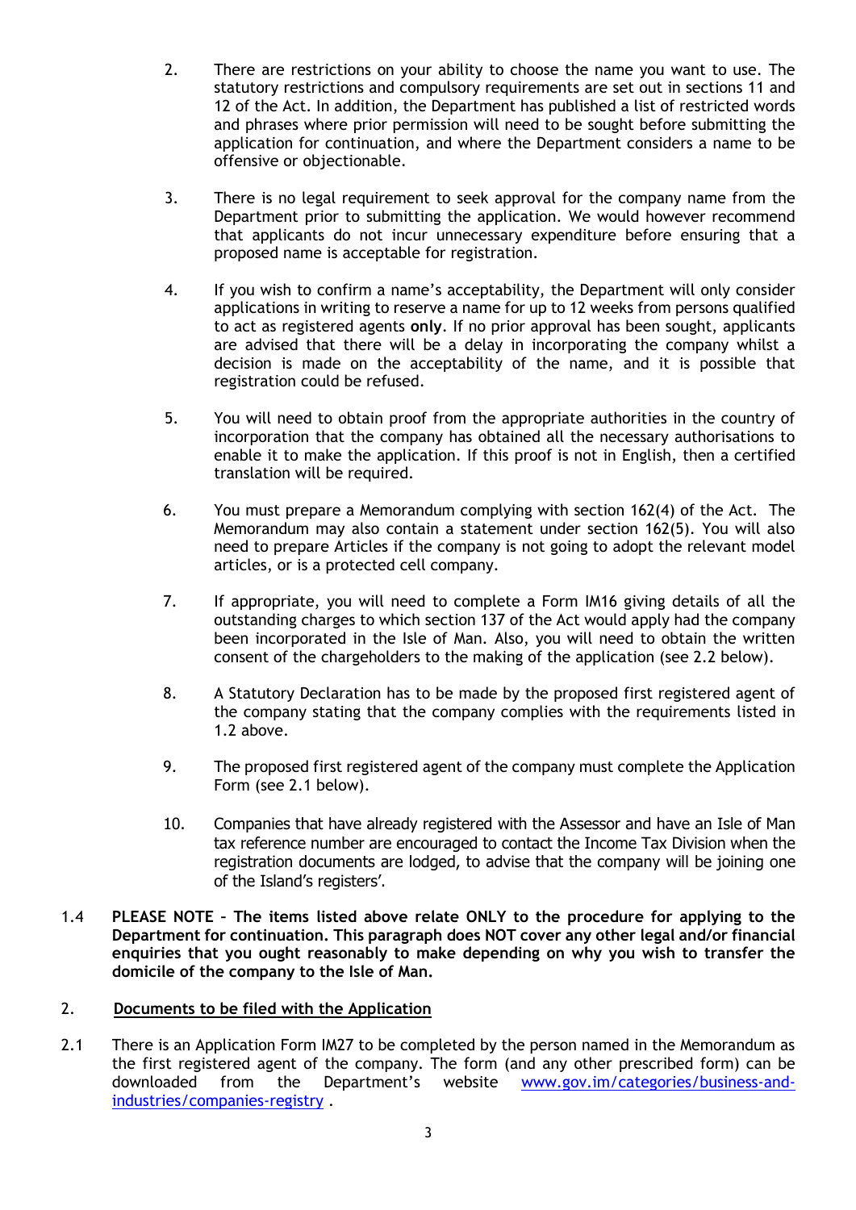2. There are restrictions on your ability to choose the name you want to use. The statutory restrictions and compulsory requirements are set out in sections 11 and 12 of the Act. In addition, the Department has published a list of restricted words and phrases where prior permission will need to be sought before submitting the application for continuation, and where the Department considers a name to be offensive or objectionable.

3. There is no legal requirement to seek approval for the company name from the Department prior to submitting the application. We would however recommend that applicants do not incur unnecessary expenditure before ensuring that a proposed name is acceptable for registration.

4. If you wish to confirm a name's acceptability, the Department will only consider applications in writing to reserve a name for up to 12 weeks from persons qualified to act as registered agents **only**. If no prior approval has been sought, applicants are advised that there will be a delay in incorporating the company whilst a decision is made on the acceptability of the name, and it is possible that registration could be refused.

5. You will need to obtain proof from the appropriate authorities in the country of incorporation that the company has obtained all the necessary authorisations to enable it to make the application. If this proof is not in English, then a certified translation will be required.

6. You must prepare a Memorandum complying with section 162(4) of the Act. The Memorandum may also contain a statement under section 162(5). You will also need to prepare Articles if the company is not going to adopt the relevant model articles, or is a protected cell company.

7. If appropriate, you will need to complete a Form IM16 giving details of all the outstanding charges to which section 137 of the Act would apply had the company been incorporated in the Isle of Man. Also, you will need to obtain the written consent of the chargeholders to the making of the application (see 2.2 below).

8. A Statutory Declaration has to be made by the proposed first registered agent of the company stating that the company complies with the requirements listed in 1.2 above.

9. The proposed first registered agent of the company must complete the Application Form (see 2.1 below).

10. Companies that have already registered with the Assessor and have an Isle of Man tax reference number are encouraged to contact the Income Tax Division when the registration documents are lodged, to advise that the company will be joining one of the Island's registers'.

1.4 **PLEASE NOTE – The items listed above relate ONLY to the procedure for applying to the Department for continuation. This paragraph does NOT cover any other legal and/or financial enquiries that you ought reasonably to make depending on why you wish to transfer the domicile of the company to the Isle of Man.**

## 2. <u>Documents to be filed with the Application</u>

2.1 There is an Application Form IM27 to be completed by the person named in the Memorandum as the first registered agent of the company. The form (and any other prescribed form) can be downloaded from the Department's website [www.gov.im/categories/business-and-industries/companies-registry](www.gov.im/categories/business-and-industries/companies-registry) .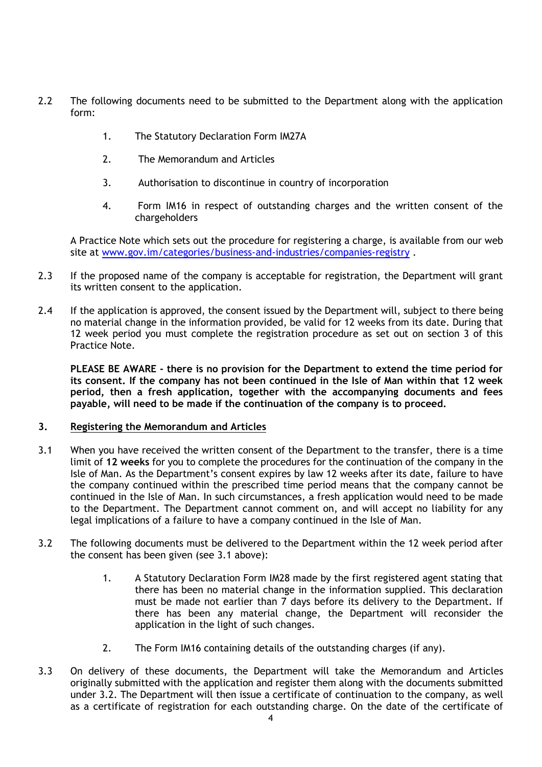2.2 The following documents need to be submitted to the Department along with the application form:

1. The Statutory Declaration Form IM27A
2. The Memorandum and Articles
3. Authorisation to discontinue in country of incorporation
4. Form IM16 in respect of outstanding charges and the written consent of the chargeholders

A Practice Note which sets out the procedure for registering a charge, is available from our web site at [www.gov.im/categories/business-and-industries/companies-registry](www.gov.im/categories/business-and-industries/companies-registry) .

2.3 If the proposed name of the company is acceptable for registration, the Department will grant its written consent to the application.

2.4 If the application is approved, the consent issued by the Department will, subject to there being no material change in the information provided, be valid for 12 weeks from its date. During that 12 week period you must complete the registration procedure as set out on section 3 of this Practice Note.

**PLEASE BE AWARE - there is no provision for the Department to extend the time period for its consent. If the company has not been continued in the Isle of Man within that 12 week period, then a fresh application, together with the accompanying documents and fees payable, will need to be made if the continuation of the company is to proceed.**

## 3. Registering the Memorandum and Articles

3.1 When you have received the written consent of the Department to the transfer, there is a time limit of **12 weeks** for you to complete the procedures for the continuation of the company in the Isle of Man. As the Department's consent expires by law 12 weeks after its date, failure to have the company continued within the prescribed time period means that the company cannot be continued in the Isle of Man. In such circumstances, a fresh application would need to be made to the Department. The Department cannot comment on, and will accept no liability for any legal implications of a failure to have a company continued in the Isle of Man.

3.2 The following documents must be delivered to the Department within the 12 week period after the consent has been given (see 3.1 above):

1. A Statutory Declaration Form IM28 made by the first registered agent stating that there has been no material change in the information supplied. This declaration must be made not earlier than 7 days before its delivery to the Department. If there has been any material change, the Department will reconsider the application in the light of such changes.
2. The Form IM16 containing details of the outstanding charges (if any).

3.3 On delivery of these documents, the Department will take the Memorandum and Articles originally submitted with the application and register them along with the documents submitted under 3.2. The Department will then issue a certificate of continuation to the company, as well as a certificate of registration for each outstanding charge. On the date of the certificate of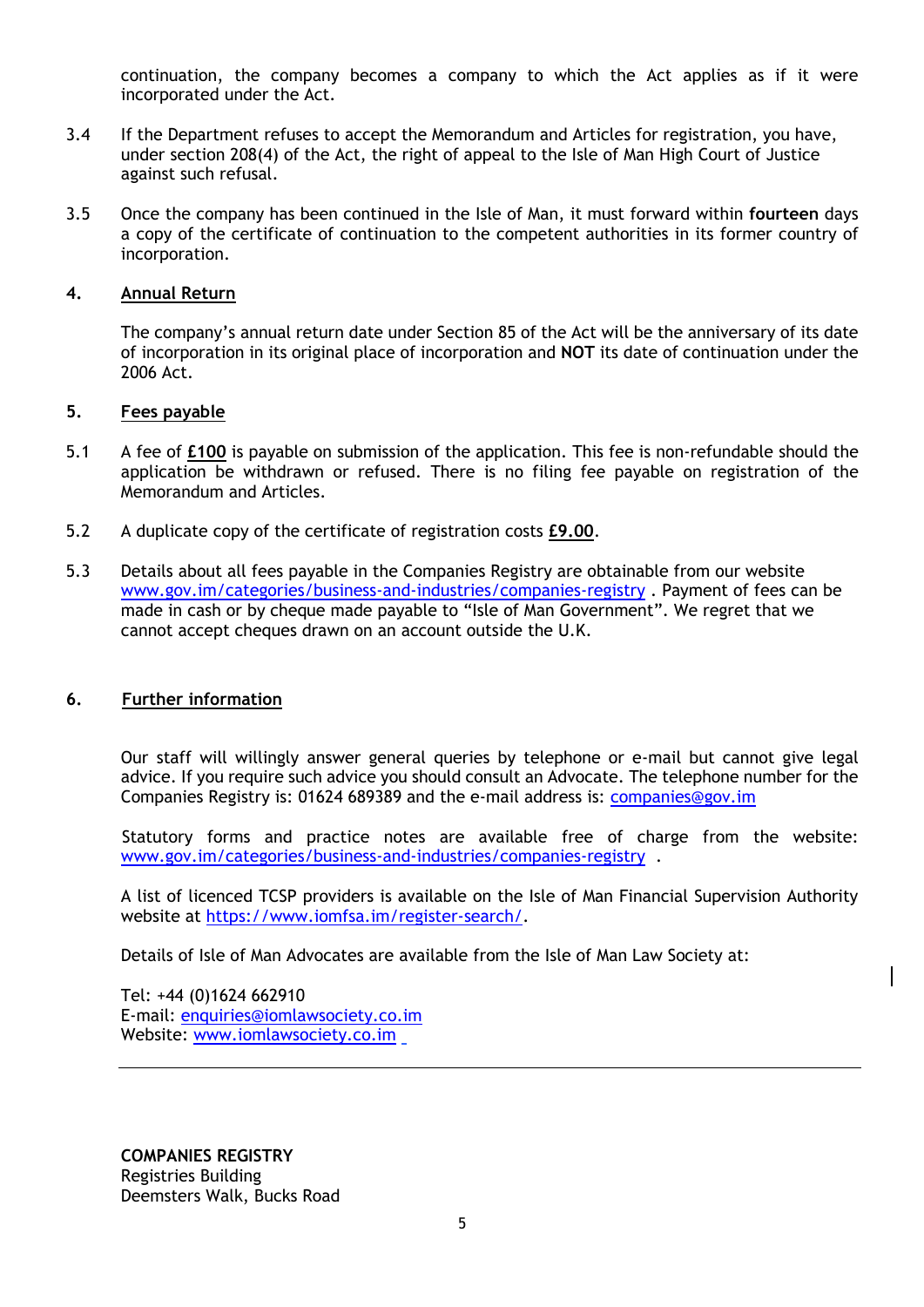continuation, the company becomes a company to which the Act applies as if it were incorporated under the Act.

3.4 If the Department refuses to accept the Memorandum and Articles for registration, you have, under section 208(4) of the Act, the right of appeal to the Isle of Man High Court of Justice against such refusal.

3.5 Once the company has been continued in the Isle of Man, it must forward within **fourteen** days a copy of the certificate of continuation to the competent authorities in its former country of incorporation.

## 4. Annual Return

The company's annual return date under Section 85 of the Act will be the anniversary of its date of incorporation in its original place of incorporation and **NOT** its date of continuation under the 2006 Act.

## 5. Fees payable

5.1 A fee of **£100** is payable on submission of the application. This fee is non-refundable should the application be withdrawn or refused. There is no filing fee payable on registration of the Memorandum and Articles.

5.2 A duplicate copy of the certificate of registration costs **£9.00**.

5.3 Details about all fees payable in the Companies Registry are obtainable from our website www.gov.im/categories/business-and-industries/companies-registry . Payment of fees can be made in cash or by cheque made payable to "Isle of Man Government". We regret that we cannot accept cheques drawn on an account outside the U.K.

## 6. Further information

Our staff will willingly answer general queries by telephone or e-mail but cannot give legal advice. If you require such advice you should consult an Advocate. The telephone number for the Companies Registry is: 01624 689389 and the e-mail address is: companies@gov.im

Statutory forms and practice notes are available free of charge from the website: www.gov.im/categories/business-and-industries/companies-registry .

A list of licenced TCSP providers is available on the Isle of Man Financial Supervision Authority website at https://www.iomfsa.im/register-search/.

Details of Isle of Man Advocates are available from the Isle of Man Law Society at:

Tel: +44 (0)1624 662910
E-mail: enquiries@iomlawsociety.co.im
Website: www.iomlawsociety.co.im

---

**COMPANIES REGISTRY**
Registries Building
Deemsters Walk, Bucks Road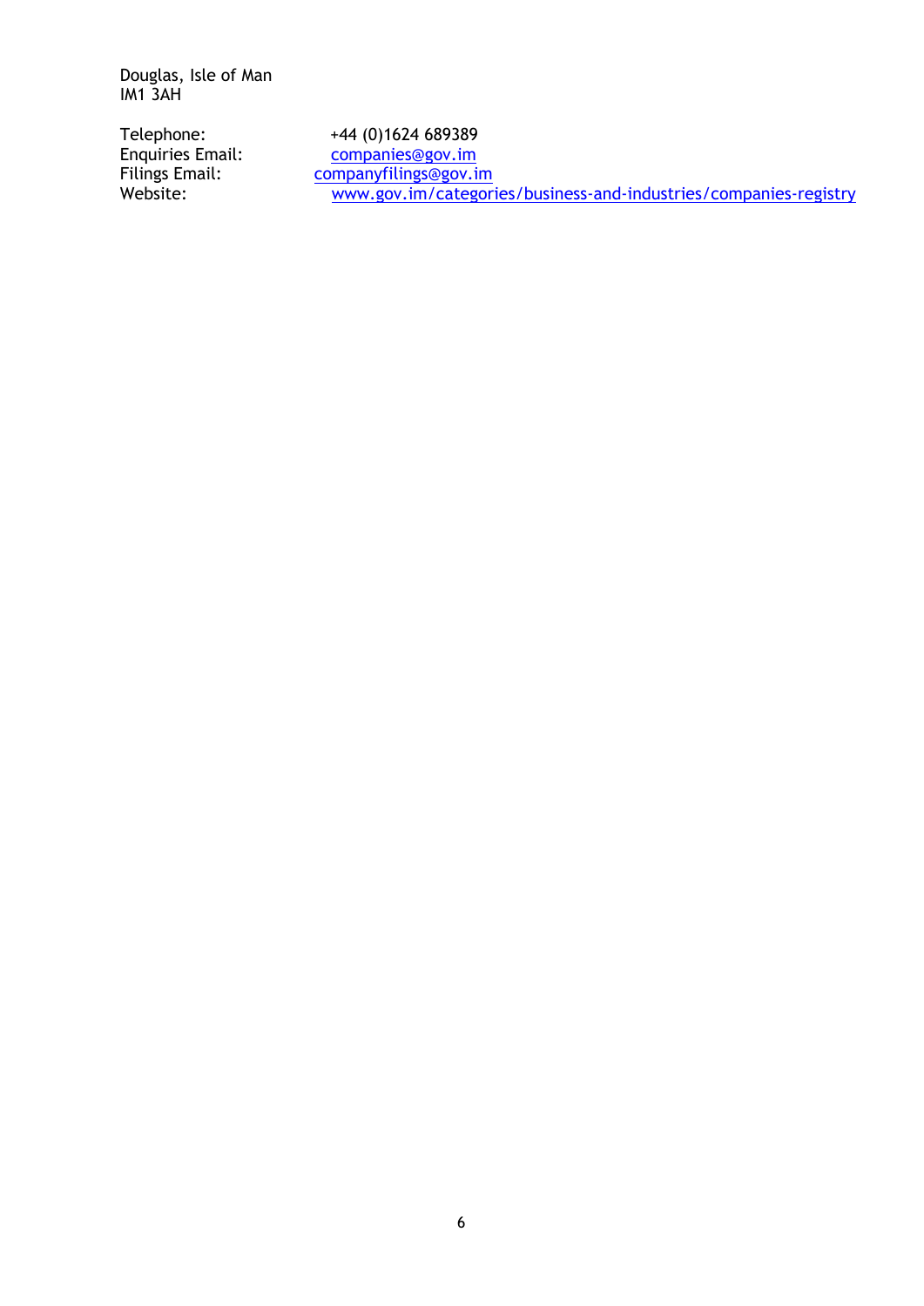Douglas, Isle of Man
IM1 3AH

| | |
|---|---|
| Telephone: | +44 (0)1624 689389 |
| Enquiries Email: | companies@gov.im |
| Filings Email: | companyfilings@gov.im |
| Website: | www.gov.im/categories/business-and-industries/companies-registry |